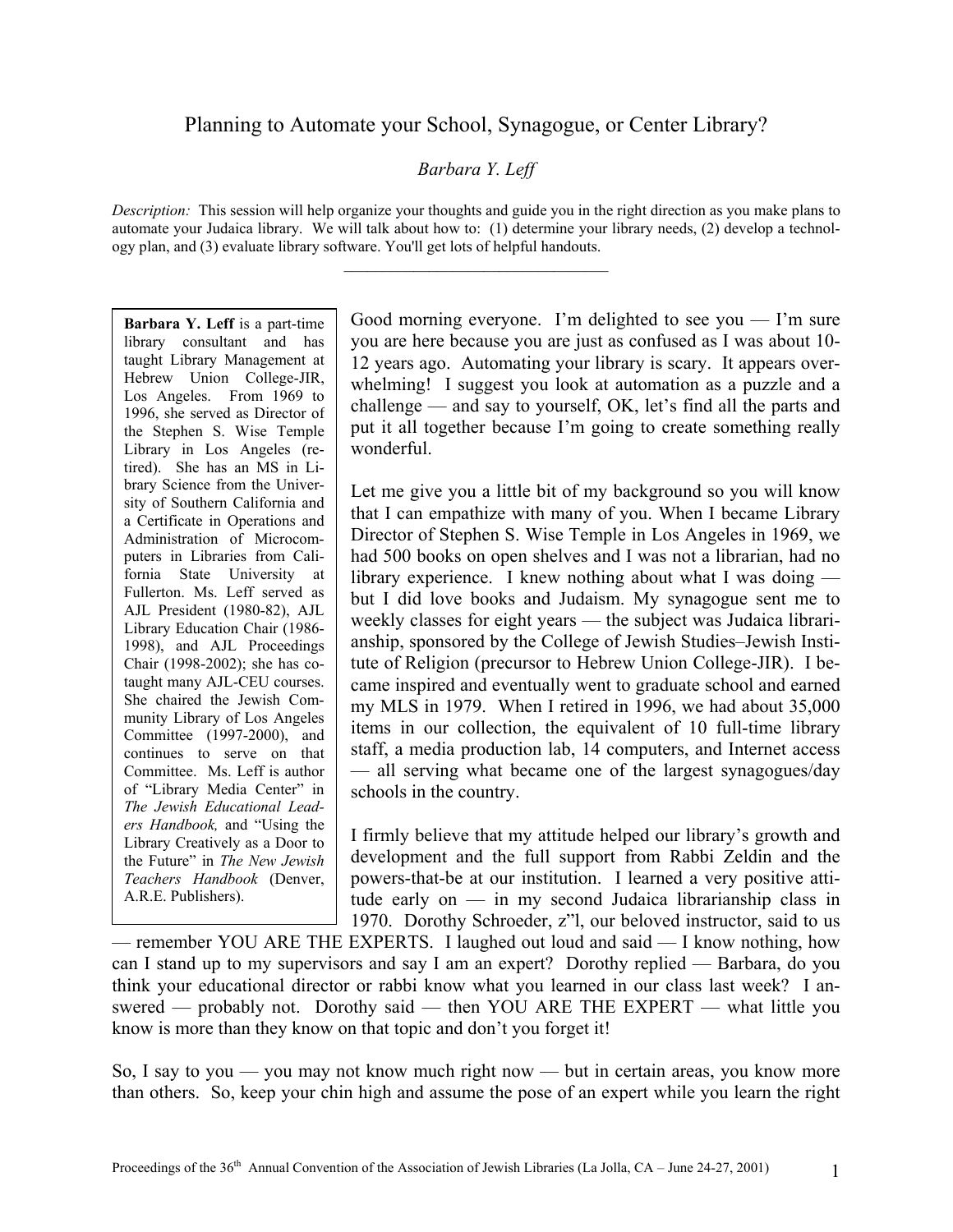# Planning to Automate your School, Synagogue, or Center Library?

*Barbara Y. Leff*

*Description:* This session will help organize your thoughts and guide you in the right direction as you make plans to automate your Judaica library. We will talk about how to: (1) determine your library needs, (2) develop a technology plan, and (3) evaluate library software. You'll get lots of helpful handouts.

---

**Barbara Y. Leff** is a part-time library consultant and has taught Library Management at Hebrew Union College-JIR, Los Angeles. From 1969 to 1996, she served as Director of the Stephen S. Wise Temple Library in Los Angeles (retired). She has an MS in Library Science from the University of Southern California and a Certificate in Operations and Administration of Microcomputers in Libraries from California State University at Fullerton. Ms. Leff served as AJL President (1980-82), AJL Library Education Chair (1986-1998), and AJL Proceedings Chair (1998-2002); she has co-taught many AJL-CEU courses. She chaired the Jewish Community Library of Los Angeles Committee (1997-2000), and continues to serve on that Committee. Ms. Leff is author of "Library Media Center" in *The Jewish Educational Leaders Handbook,* and "Using the Library Creatively as a Door to the Future" in *The New Jewish Teachers Handbook* (Denver, A.R.E. Publishers).

Good morning everyone. I'm delighted to see you — I'm sure you are here because you are just as confused as I was about 10-12 years ago. Automating your library is scary. It appears overwhelming! I suggest you look at automation as a puzzle and a challenge — and say to yourself, OK, let's find all the parts and put it all together because I'm going to create something really wonderful.

Let me give you a little bit of my background so you will know that I can empathize with many of you. When I became Library Director of Stephen S. Wise Temple in Los Angeles in 1969, we had 500 books on open shelves and I was not a librarian, had no library experience. I knew nothing about what I was doing — but I did love books and Judaism. My synagogue sent me to weekly classes for eight years — the subject was Judaica librarianship, sponsored by the College of Jewish Studies–Jewish Institute of Religion (precursor to Hebrew Union College-JIR). I became inspired and eventually went to graduate school and earned my MLS in 1979. When I retired in 1996, we had about 35,000 items in our collection, the equivalent of 10 full-time library staff, a media production lab, 14 computers, and Internet access — all serving what became one of the largest synagogues/day schools in the country.

I firmly believe that my attitude helped our library's growth and development and the full support from Rabbi Zeldin and the powers-that-be at our institution. I learned a very positive attitude early on — in my second Judaica librarianship class in 1970. Dorothy Schroeder, z"l, our beloved instructor, said to us — remember YOU ARE THE EXPERTS. I laughed out loud and said — I know nothing, how can I stand up to my supervisors and say I am an expert? Dorothy replied — Barbara, do you think your educational director or rabbi know what you learned in our class last week? I answered — probably not. Dorothy said — then YOU ARE THE EXPERT — what little you know is more than they know on that topic and don't you forget it!

So, I say to you — you may not know much right now — but in certain areas, you know more than others. So, keep your chin high and assume the pose of an expert while you learn the right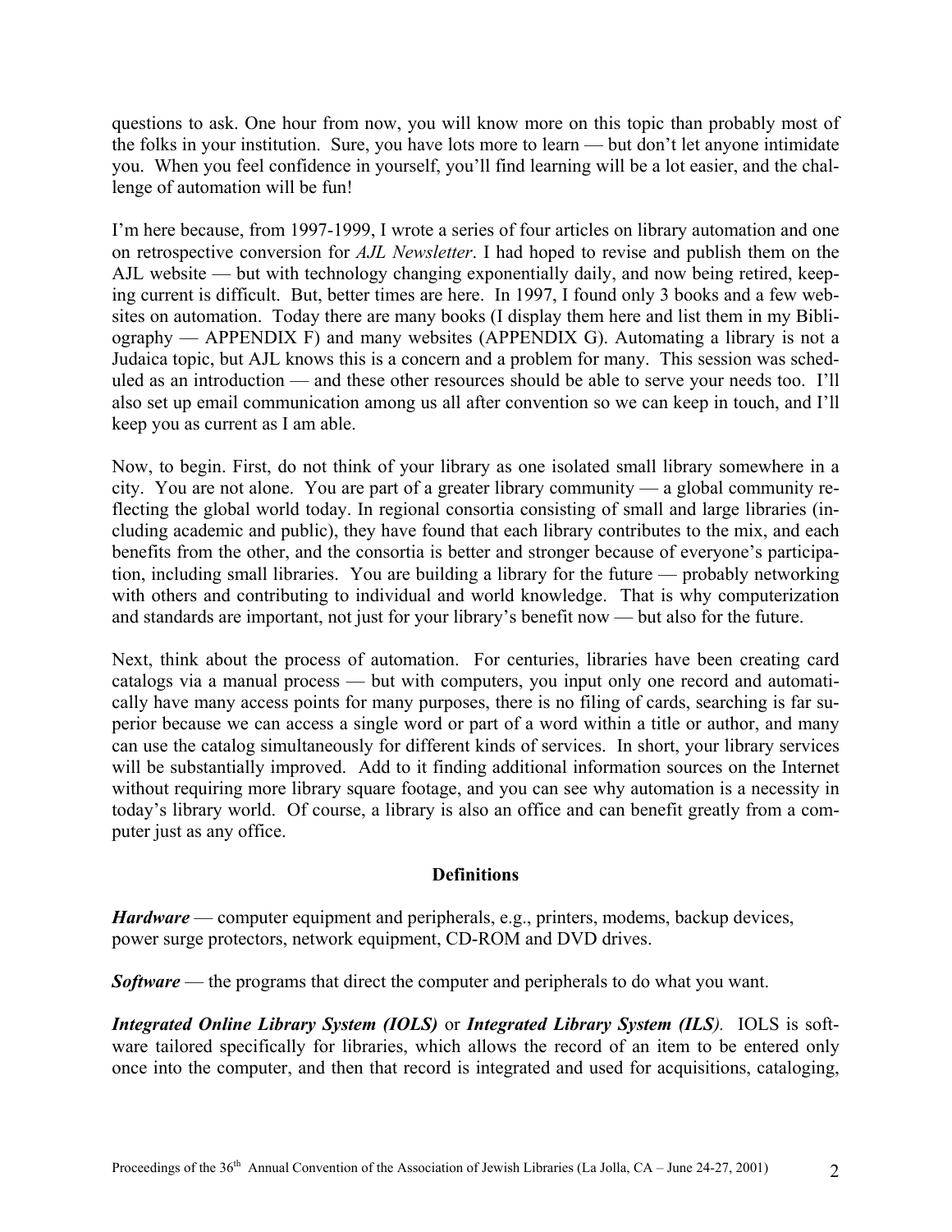questions to ask. One hour from now, you will know more on this topic than probably most of the folks in your institution. Sure, you have lots more to learn — but don't let anyone intimidate you. When you feel confidence in yourself, you'll find learning will be a lot easier, and the challenge of automation will be fun!

I'm here because, from 1997-1999, I wrote a series of four articles on library automation and one on retrospective conversion for *AJL Newsletter*. I had hoped to revise and publish them on the AJL website — but with technology changing exponentially daily, and now being retired, keeping current is difficult. But, better times are here. In 1997, I found only 3 books and a few websites on automation. Today there are many books (I display them here and list them in my Bibliography — APPENDIX F) and many websites (APPENDIX G). Automating a library is not a Judaica topic, but AJL knows this is a concern and a problem for many. This session was scheduled as an introduction — and these other resources should be able to serve your needs too. I'll also set up email communication among us all after convention so we can keep in touch, and I'll keep you as current as I am able.

Now, to begin. First, do not think of your library as one isolated small library somewhere in a city. You are not alone. You are part of a greater library community — a global community reflecting the global world today. In regional consortia consisting of small and large libraries (including academic and public), they have found that each library contributes to the mix, and each benefits from the other, and the consortia is better and stronger because of everyone's participation, including small libraries. You are building a library for the future — probably networking with others and contributing to individual and world knowledge. That is why computerization and standards are important, not just for your library's benefit now — but also for the future.

Next, think about the process of automation. For centuries, libraries have been creating card catalogs via a manual process — but with computers, you input only one record and automatically have many access points for many purposes, there is no filing of cards, searching is far superior because we can access a single word or part of a word within a title or author, and many can use the catalog simultaneously for different kinds of services. In short, your library services will be substantially improved. Add to it finding additional information sources on the Internet without requiring more library square footage, and you can see why automation is a necessity in today's library world. Of course, a library is also an office and can benefit greatly from a computer just as any office.

### Definitions

***Hardware*** — computer equipment and peripherals, e.g., printers, modems, backup devices, power surge protectors, network equipment, CD-ROM and DVD drives.

***Software*** — the programs that direct the computer and peripherals to do what you want.

***Integrated Online Library System (IOLS)*** or ***Integrated Library System (ILS)***. IOLS is software tailored specifically for libraries, which allows the record of an item to be entered only once into the computer, and then that record is integrated and used for acquisitions, cataloging,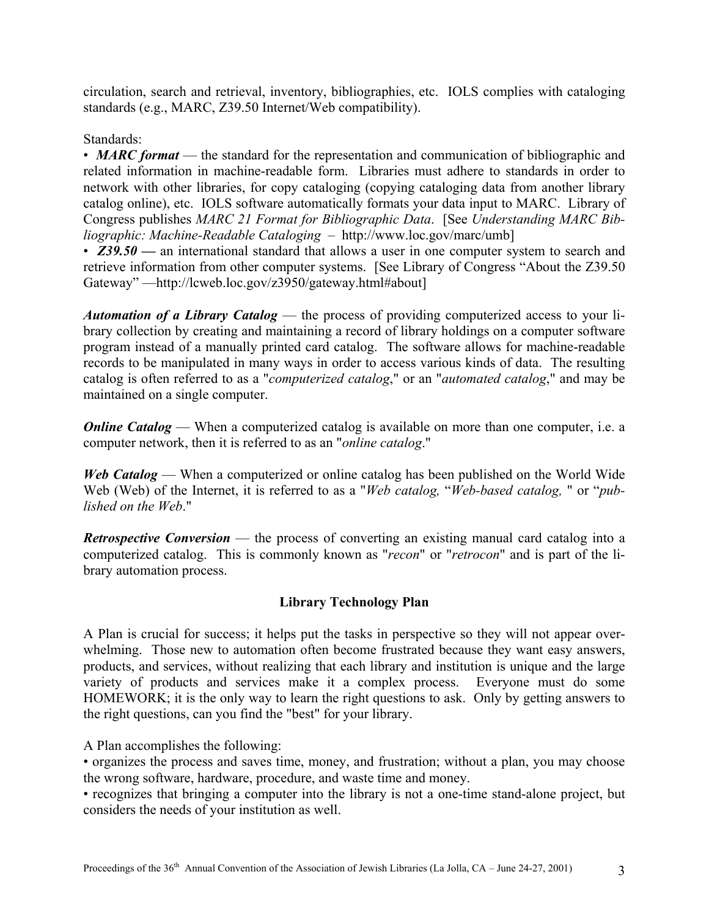circulation, search and retrieval, inventory, bibliographies, etc. IOLS complies with cataloging standards (e.g., MARC, Z39.50 Internet/Web compatibility).

Standards:

• ***MARC format*** — the standard for the representation and communication of bibliographic and related information in machine-readable form. Libraries must adhere to standards in order to network with other libraries, for copy cataloging (copying cataloging data from another library catalog online), etc. IOLS software automatically formats your data input to MARC. Library of Congress publishes *MARC 21 Format for Bibliographic Data*. [See *Understanding MARC Bibliographic: Machine-Readable Cataloging* – http://www.loc.gov/marc/umb]

• ***Z39.50*** **—** an international standard that allows a user in one computer system to search and retrieve information from other computer systems. [See Library of Congress "About the Z39.50 Gateway" —http://lcweb.loc.gov/z3950/gateway.html#about]

***Automation of a Library Catalog*** — the process of providing computerized access to your library collection by creating and maintaining a record of library holdings on a computer software program instead of a manually printed card catalog. The software allows for machine-readable records to be manipulated in many ways in order to access various kinds of data. The resulting catalog is often referred to as a "*computerized catalog*," or an "*automated catalog*," and may be maintained on a single computer.

***Online Catalog*** — When a computerized catalog is available on more than one computer, i.e. a computer network, then it is referred to as an "*online catalog*."

***Web Catalog*** — When a computerized or online catalog has been published on the World Wide Web (Web) of the Internet, it is referred to as a "*Web catalog,* "*Web-based catalog,* " or "*published on the Web*."

***Retrospective Conversion*** — the process of converting an existing manual card catalog into a computerized catalog. This is commonly known as "*recon*" or "*retrocon*" and is part of the library automation process.

## Library Technology Plan

A Plan is crucial for success; it helps put the tasks in perspective so they will not appear overwhelming. Those new to automation often become frustrated because they want easy answers, products, and services, without realizing that each library and institution is unique and the large variety of products and services make it a complex process. Everyone must do some HOMEWORK; it is the only way to learn the right questions to ask. Only by getting answers to the right questions, can you find the "best" for your library.

A Plan accomplishes the following:

• organizes the process and saves time, money, and frustration; without a plan, you may choose the wrong software, hardware, procedure, and waste time and money.

• recognizes that bringing a computer into the library is not a one-time stand-alone project, but considers the needs of your institution as well.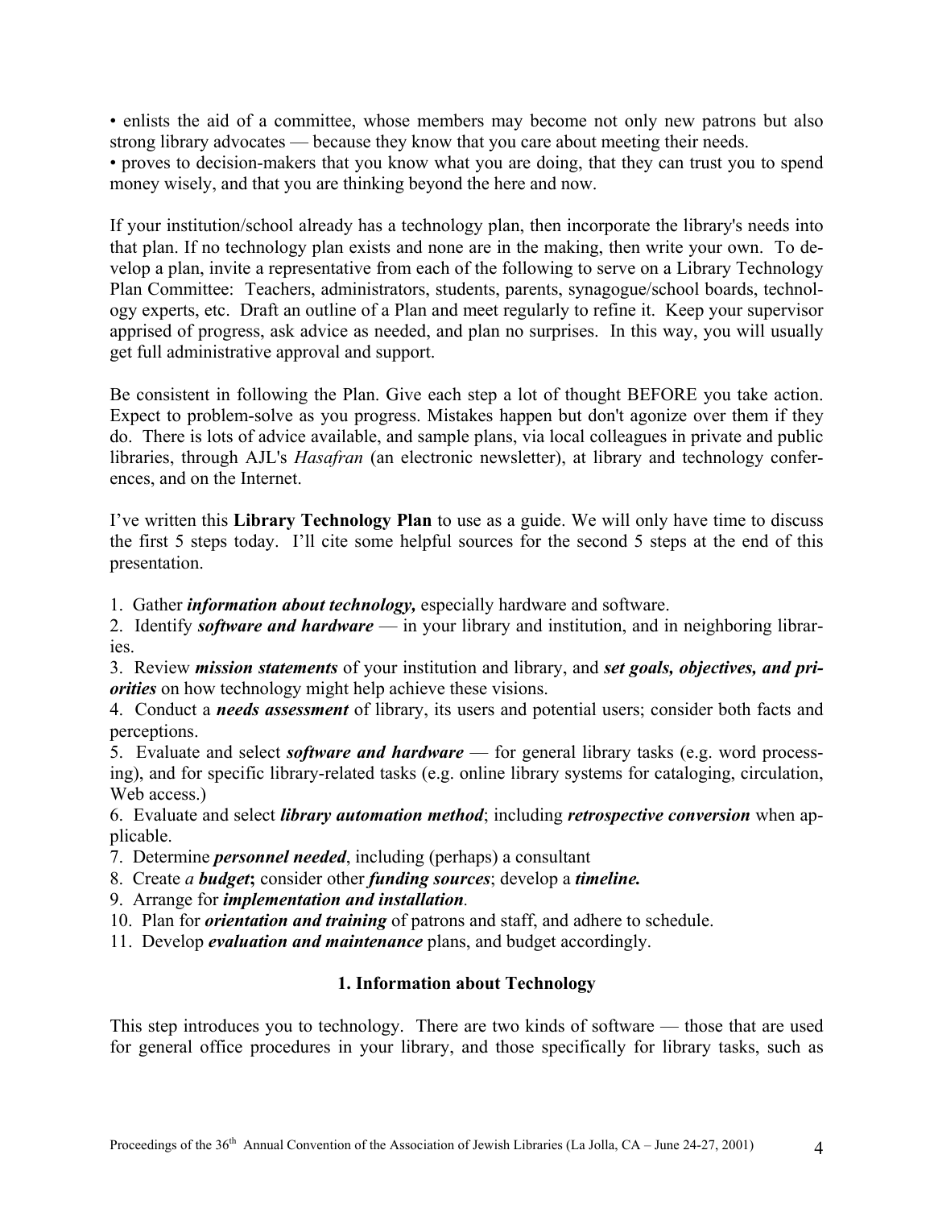• enlists the aid of a committee, whose members may become not only new patrons but also strong library advocates — because they know that you care about meeting their needs.
• proves to decision-makers that you know what you are doing, that they can trust you to spend money wisely, and that you are thinking beyond the here and now.

If your institution/school already has a technology plan, then incorporate the library's needs into that plan. If no technology plan exists and none are in the making, then write your own. To develop a plan, invite a representative from each of the following to serve on a Library Technology Plan Committee: Teachers, administrators, students, parents, synagogue/school boards, technology experts, etc. Draft an outline of a Plan and meet regularly to refine it. Keep your supervisor apprised of progress, ask advice as needed, and plan no surprises. In this way, you will usually get full administrative approval and support.

Be consistent in following the Plan. Give each step a lot of thought BEFORE you take action. Expect to problem-solve as you progress. Mistakes happen but don't agonize over them if they do. There is lots of advice available, and sample plans, via local colleagues in private and public libraries, through AJL's *Hasafran* (an electronic newsletter), at library and technology conferences, and on the Internet.

I've written this **Library Technology Plan** to use as a guide. We will only have time to discuss the first 5 steps today. I'll cite some helpful sources for the second 5 steps at the end of this presentation.

1. Gather ***information about technology,*** especially hardware and software.
2. Identify ***software and hardware*** — in your library and institution, and in neighboring libraries.
3. Review ***mission statements*** of your institution and library, and ***set goals, objectives, and priorities*** on how technology might help achieve these visions.
4. Conduct a ***needs assessment*** of library, its users and potential users; consider both facts and perceptions.
5. Evaluate and select ***software and hardware*** — for general library tasks (e.g. word processing), and for specific library-related tasks (e.g. online library systems for cataloging, circulation, Web access.)
6. Evaluate and select ***library automation method***; including ***retrospective conversion*** when applicable.
7. Determine ***personnel needed***, including (perhaps) a consultant
8. Create *a* ***budget*****;** consider other ***funding sources***; develop a ***timeline.***
9. Arrange for ***implementation and installation***.
10. Plan for ***orientation and training*** of patrons and staff, and adhere to schedule.
11. Develop ***evaluation and maintenance*** plans, and budget accordingly.

## 1. Information about Technology

This step introduces you to technology. There are two kinds of software — those that are used for general office procedures in your library, and those specifically for library tasks, such as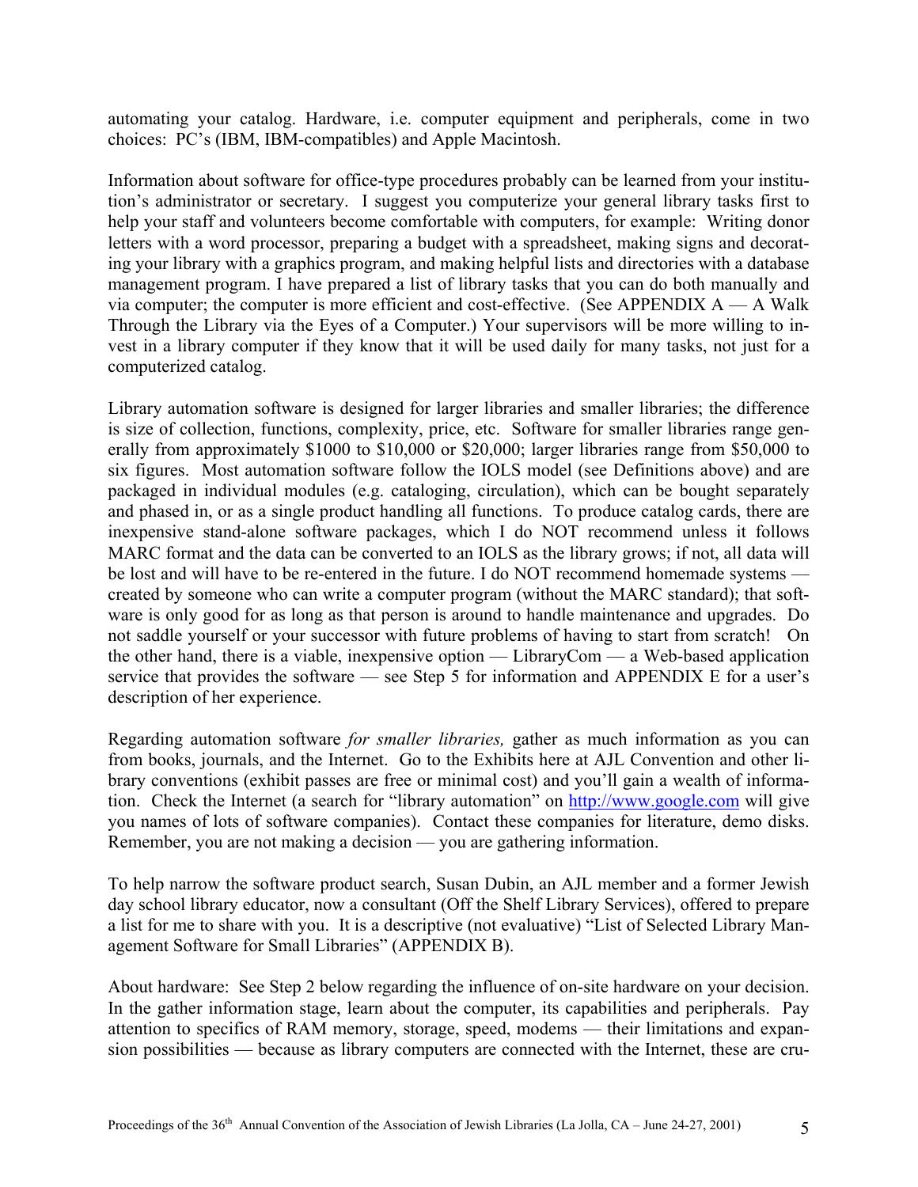automating your catalog. Hardware, i.e. computer equipment and peripherals, come in two choices: PC's (IBM, IBM-compatibles) and Apple Macintosh.

Information about software for office-type procedures probably can be learned from your institution's administrator or secretary. I suggest you computerize your general library tasks first to help your staff and volunteers become comfortable with computers, for example: Writing donor letters with a word processor, preparing a budget with a spreadsheet, making signs and decorating your library with a graphics program, and making helpful lists and directories with a database management program. I have prepared a list of library tasks that you can do both manually and via computer; the computer is more efficient and cost-effective. (See APPENDIX A — A Walk Through the Library via the Eyes of a Computer.) Your supervisors will be more willing to invest in a library computer if they know that it will be used daily for many tasks, not just for a computerized catalog.

Library automation software is designed for larger libraries and smaller libraries; the difference is size of collection, functions, complexity, price, etc. Software for smaller libraries range generally from approximately $1000 to $10,000 or $20,000; larger libraries range from $50,000 to six figures. Most automation software follow the IOLS model (see Definitions above) and are packaged in individual modules (e.g. cataloging, circulation), which can be bought separately and phased in, or as a single product handling all functions. To produce catalog cards, there are inexpensive stand-alone software packages, which I do NOT recommend unless it follows MARC format and the data can be converted to an IOLS as the library grows; if not, all data will be lost and will have to be re-entered in the future. I do NOT recommend homemade systems — created by someone who can write a computer program (without the MARC standard); that software is only good for as long as that person is around to handle maintenance and upgrades. Do not saddle yourself or your successor with future problems of having to start from scratch! On the other hand, there is a viable, inexpensive option — LibraryCom — a Web-based application service that provides the software — see Step 5 for information and APPENDIX E for a user's description of her experience.

Regarding automation software *for smaller libraries,* gather as much information as you can from books, journals, and the Internet. Go to the Exhibits here at AJL Convention and other library conventions (exhibit passes are free or minimal cost) and you'll gain a wealth of information. Check the Internet (a search for "library automation" on http://www.google.com will give you names of lots of software companies). Contact these companies for literature, demo disks. Remember, you are not making a decision — you are gathering information.

To help narrow the software product search, Susan Dubin, an AJL member and a former Jewish day school library educator, now a consultant (Off the Shelf Library Services), offered to prepare a list for me to share with you. It is a descriptive (not evaluative) "List of Selected Library Management Software for Small Libraries" (APPENDIX B).

About hardware: See Step 2 below regarding the influence of on-site hardware on your decision. In the gather information stage, learn about the computer, its capabilities and peripherals. Pay attention to specifics of RAM memory, storage, speed, modems — their limitations and expansion possibilities — because as library computers are connected with the Internet, these are cru-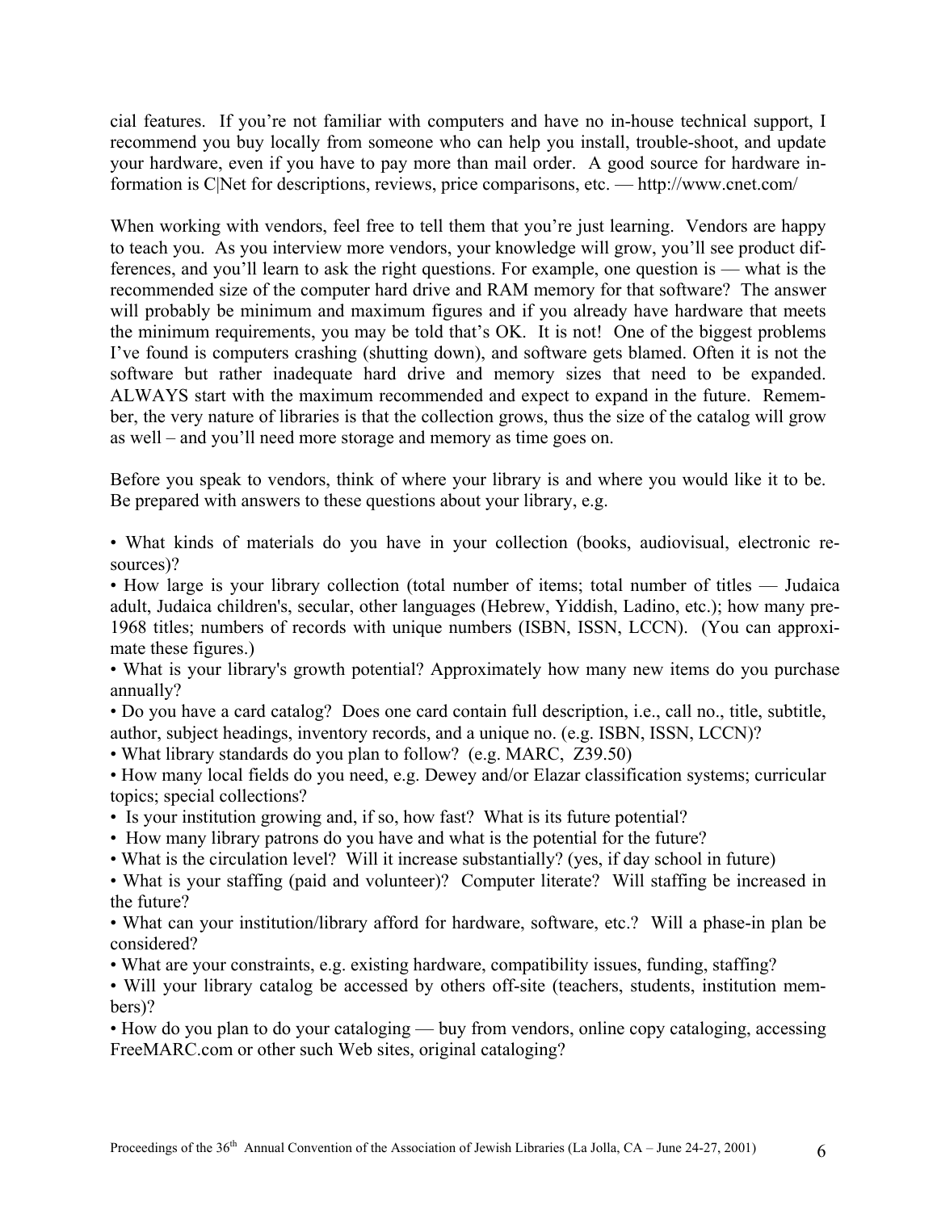cial features. If you're not familiar with computers and have no in-house technical support, I recommend you buy locally from someone who can help you install, trouble-shoot, and update your hardware, even if you have to pay more than mail order. A good source for hardware information is C|Net for descriptions, reviews, price comparisons, etc. — http://www.cnet.com/

When working with vendors, feel free to tell them that you're just learning. Vendors are happy to teach you. As you interview more vendors, your knowledge will grow, you'll see product differences, and you'll learn to ask the right questions. For example, one question is — what is the recommended size of the computer hard drive and RAM memory for that software? The answer will probably be minimum and maximum figures and if you already have hardware that meets the minimum requirements, you may be told that's OK. It is not! One of the biggest problems I've found is computers crashing (shutting down), and software gets blamed. Often it is not the software but rather inadequate hard drive and memory sizes that need to be expanded. ALWAYS start with the maximum recommended and expect to expand in the future. Remember, the very nature of libraries is that the collection grows, thus the size of the catalog will grow as well – and you'll need more storage and memory as time goes on.

Before you speak to vendors, think of where your library is and where you would like it to be. Be prepared with answers to these questions about your library, e.g.

- What kinds of materials do you have in your collection (books, audiovisual, electronic resources)?
- How large is your library collection (total number of items; total number of titles — Judaica adult, Judaica children's, secular, other languages (Hebrew, Yiddish, Ladino, etc.); how many pre-1968 titles; numbers of records with unique numbers (ISBN, ISSN, LCCN). (You can approximate these figures.)
- What is your library's growth potential? Approximately how many new items do you purchase annually?
- Do you have a card catalog? Does one card contain full description, i.e., call no., title, subtitle, author, subject headings, inventory records, and a unique no. (e.g. ISBN, ISSN, LCCN)?
- What library standards do you plan to follow? (e.g. MARC, Z39.50)
- How many local fields do you need, e.g. Dewey and/or Elazar classification systems; curricular topics; special collections?
- Is your institution growing and, if so, how fast? What is its future potential?
- How many library patrons do you have and what is the potential for the future?
- What is the circulation level? Will it increase substantially? (yes, if day school in future)
- What is your staffing (paid and volunteer)? Computer literate? Will staffing be increased in the future?
- What can your institution/library afford for hardware, software, etc.? Will a phase-in plan be considered?
- What are your constraints, e.g. existing hardware, compatibility issues, funding, staffing?
- Will your library catalog be accessed by others off-site (teachers, students, institution members)?
- How do you plan to do your cataloging — buy from vendors, online copy cataloging, accessing FreeMARC.com or other such Web sites, original cataloging?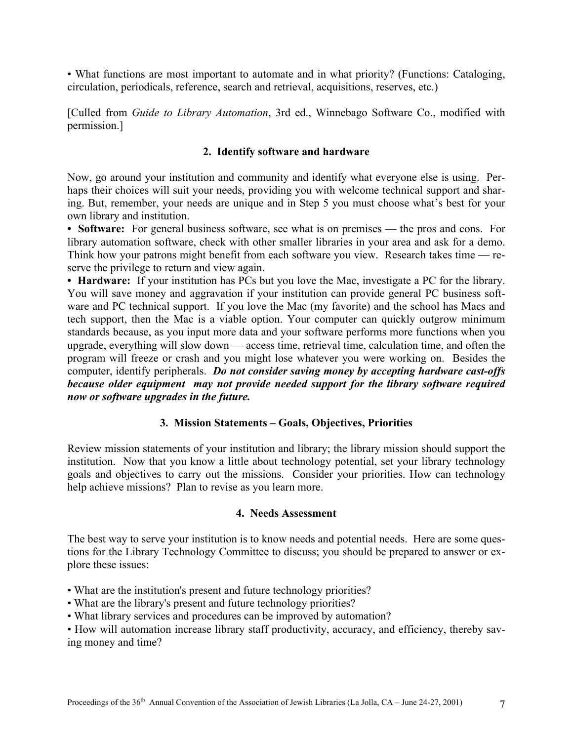• What functions are most important to automate and in what priority? (Functions: Cataloging, circulation, periodicals, reference, search and retrieval, acquisitions, reserves, etc.)

[Culled from *Guide to Library Automation*, 3rd ed., Winnebago Software Co., modified with permission.]

### 2. Identify software and hardware

Now, go around your institution and community and identify what everyone else is using. Perhaps their choices will suit your needs, providing you with welcome technical support and sharing. But, remember, your needs are unique and in Step 5 you must choose what's best for your own library and institution.

**• Software:** For general business software, see what is on premises — the pros and cons. For library automation software, check with other smaller libraries in your area and ask for a demo. Think how your patrons might benefit from each software you view. Research takes time — reserve the privilege to return and view again.

**• Hardware:** If your institution has PCs but you love the Mac, investigate a PC for the library. You will save money and aggravation if your institution can provide general PC business software and PC technical support. If you love the Mac (my favorite) and the school has Macs and tech support, then the Mac is a viable option. Your computer can quickly outgrow minimum standards because, as you input more data and your software performs more functions when you upgrade, everything will slow down — access time, retrieval time, calculation time, and often the program will freeze or crash and you might lose whatever you were working on. Besides the computer, identify peripherals. ***Do not consider saving money by accepting hardware cast-offs because older equipment may not provide needed support for the library software required now or software upgrades in the future.***

### 3. Mission Statements – Goals, Objectives, Priorities

Review mission statements of your institution and library; the library mission should support the institution. Now that you know a little about technology potential, set your library technology goals and objectives to carry out the missions. Consider your priorities. How can technology help achieve missions? Plan to revise as you learn more.

### 4. Needs Assessment

The best way to serve your institution is to know needs and potential needs. Here are some questions for the Library Technology Committee to discuss; you should be prepared to answer or explore these issues:

• What are the institution's present and future technology priorities?
• What are the library's present and future technology priorities?
• What library services and procedures can be improved by automation?
• How will automation increase library staff productivity, accuracy, and efficiency, thereby saving money and time?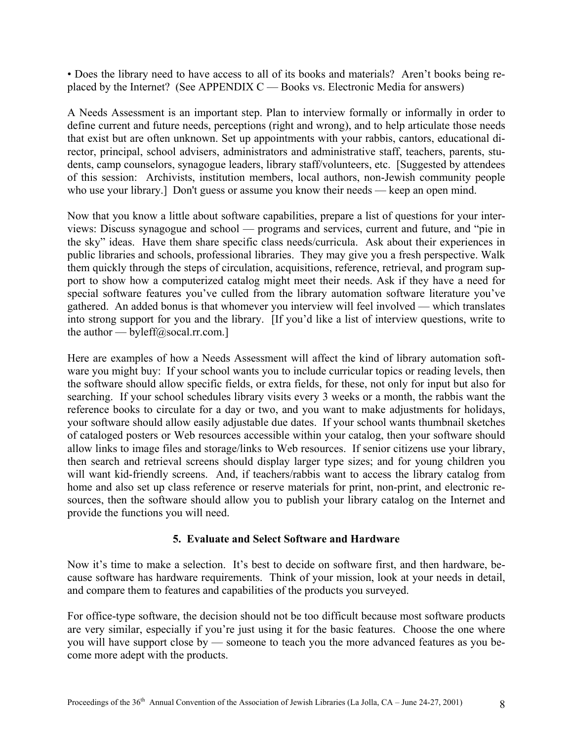• Does the library need to have access to all of its books and materials? Aren't books being replaced by the Internet? (See APPENDIX C — Books vs. Electronic Media for answers)

A Needs Assessment is an important step. Plan to interview formally or informally in order to define current and future needs, perceptions (right and wrong), and to help articulate those needs that exist but are often unknown. Set up appointments with your rabbis, cantors, educational director, principal, school advisers, administrators and administrative staff, teachers, parents, students, camp counselors, synagogue leaders, library staff/volunteers, etc. [Suggested by attendees of this session: Archivists, institution members, local authors, non-Jewish community people who use your library.] Don't guess or assume you know their needs — keep an open mind.

Now that you know a little about software capabilities, prepare a list of questions for your interviews: Discuss synagogue and school — programs and services, current and future, and "pie in the sky" ideas. Have them share specific class needs/curricula. Ask about their experiences in public libraries and schools, professional libraries. They may give you a fresh perspective. Walk them quickly through the steps of circulation, acquisitions, reference, retrieval, and program support to show how a computerized catalog might meet their needs. Ask if they have a need for special software features you've culled from the library automation software literature you've gathered. An added bonus is that whomever you interview will feel involved — which translates into strong support for you and the library. [If you'd like a list of interview questions, write to the author — byleff@socal.rr.com.]

Here are examples of how a Needs Assessment will affect the kind of library automation software you might buy: If your school wants you to include curricular topics or reading levels, then the software should allow specific fields, or extra fields, for these, not only for input but also for searching. If your school schedules library visits every 3 weeks or a month, the rabbis want the reference books to circulate for a day or two, and you want to make adjustments for holidays, your software should allow easily adjustable due dates. If your school wants thumbnail sketches of cataloged posters or Web resources accessible within your catalog, then your software should allow links to image files and storage/links to Web resources. If senior citizens use your library, then search and retrieval screens should display larger type sizes; and for young children you will want kid-friendly screens. And, if teachers/rabbis want to access the library catalog from home and also set up class reference or reserve materials for print, non-print, and electronic resources, then the software should allow you to publish your library catalog on the Internet and provide the functions you will need.

### 5. Evaluate and Select Software and Hardware

Now it's time to make a selection. It's best to decide on software first, and then hardware, because software has hardware requirements. Think of your mission, look at your needs in detail, and compare them to features and capabilities of the products you surveyed.

For office-type software, the decision should not be too difficult because most software products are very similar, especially if you're just using it for the basic features. Choose the one where you will have support close by — someone to teach you the more advanced features as you become more adept with the products.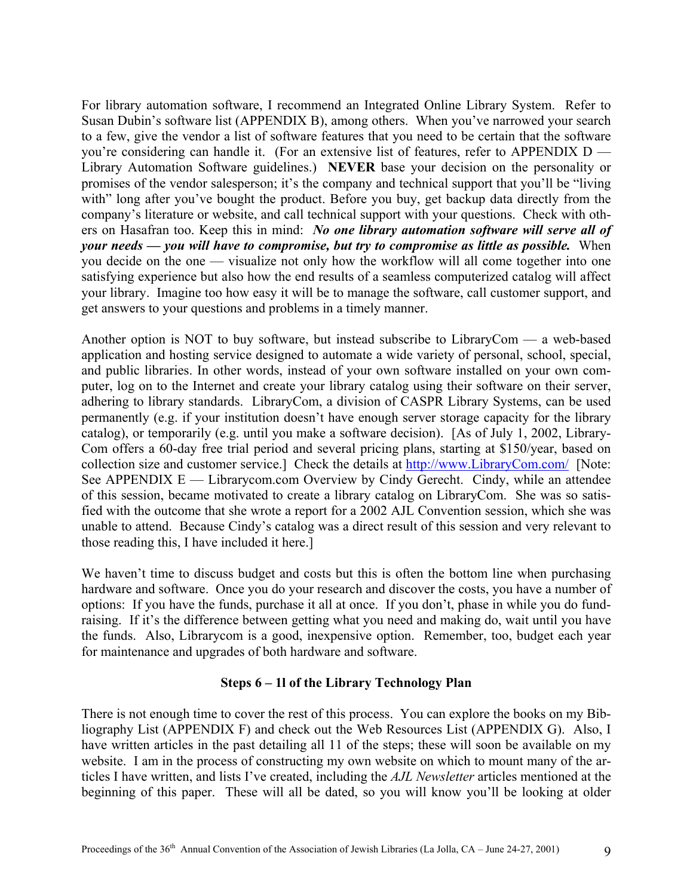For library automation software, I recommend an Integrated Online Library System. Refer to Susan Dubin's software list (APPENDIX B), among others. When you've narrowed your search to a few, give the vendor a list of software features that you need to be certain that the software you're considering can handle it. (For an extensive list of features, refer to APPENDIX D — Library Automation Software guidelines.) **NEVER** base your decision on the personality or promises of the vendor salesperson; it's the company and technical support that you'll be "living with" long after you've bought the product. Before you buy, get backup data directly from the company's literature or website, and call technical support with your questions. Check with others on Hasafran too. Keep this in mind: ***No one library automation software will serve all of your needs — you will have to compromise, but try to compromise as little as possible.*** When you decide on the one — visualize not only how the workflow will all come together into one satisfying experience but also how the end results of a seamless computerized catalog will affect your library. Imagine too how easy it will be to manage the software, call customer support, and get answers to your questions and problems in a timely manner.

Another option is NOT to buy software, but instead subscribe to LibraryCom — a web-based application and hosting service designed to automate a wide variety of personal, school, special, and public libraries. In other words, instead of your own software installed on your own computer, log on to the Internet and create your library catalog using their software on their server, adhering to library standards. LibraryCom, a division of CASPR Library Systems, can be used permanently (e.g. if your institution doesn't have enough server storage capacity for the library catalog), or temporarily (e.g. until you make a software decision). [As of July 1, 2002, LibraryCom offers a 60-day free trial period and several pricing plans, starting at $150/year, based on collection size and customer service.] Check the details at http://www.LibraryCom.com/ [Note: See APPENDIX E — Librarycom.com Overview by Cindy Gerecht. Cindy, while an attendee of this session, became motivated to create a library catalog on LibraryCom. She was so satisfied with the outcome that she wrote a report for a 2002 AJL Convention session, which she was unable to attend. Because Cindy's catalog was a direct result of this session and very relevant to those reading this, I have included it here.]

We haven't time to discuss budget and costs but this is often the bottom line when purchasing hardware and software. Once you do your research and discover the costs, you have a number of options: If you have the funds, purchase it all at once. If you don't, phase in while you do fundraising. If it's the difference between getting what you need and making do, wait until you have the funds. Also, Librarycom is a good, inexpensive option. Remember, too, budget each year for maintenance and upgrades of both hardware and software.

**Steps 6 – 1l of the Library Technology Plan**

There is not enough time to cover the rest of this process. You can explore the books on my Bibliography List (APPENDIX F) and check out the Web Resources List (APPENDIX G). Also, I have written articles in the past detailing all 11 of the steps; these will soon be available on my website. I am in the process of constructing my own website on which to mount many of the articles I have written, and lists I've created, including the *AJL Newsletter* articles mentioned at the beginning of this paper. These will all be dated, so you will know you'll be looking at older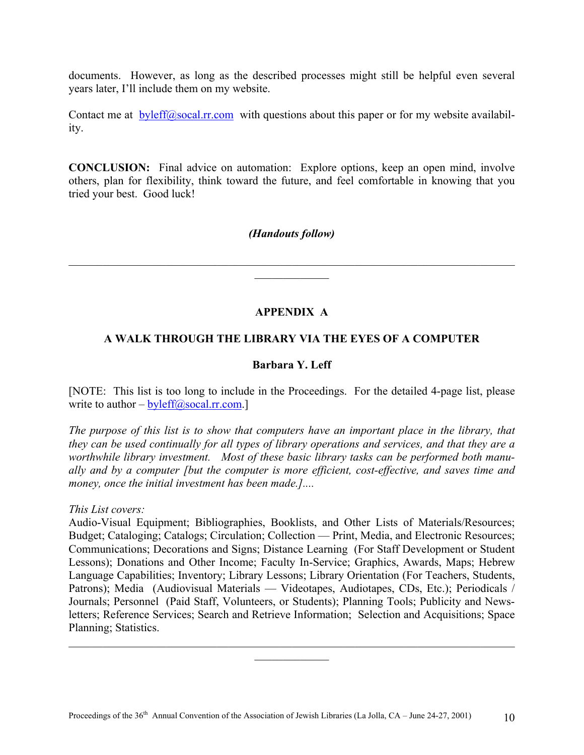documents. However, as long as the described processes might still be helpful even several years later, I'll include them on my website.

Contact me at byleff@socal.rr.com with questions about this paper or for my website availability.

**CONCLUSION:** Final advice on automation: Explore options, keep an open mind, involve others, plan for flexibility, think toward the future, and feel comfortable in knowing that you tried your best. Good luck!

***(Handouts follow)***

---

## APPENDIX A

### A WALK THROUGH THE LIBRARY VIA THE EYES OF A COMPUTER

**Barbara Y. Leff**

[NOTE: This list is too long to include in the Proceedings. For the detailed 4-page list, please write to author – byleff@socal.rr.com.]

*The purpose of this list is to show that computers have an important place in the library, that they can be used continually for all types of library operations and services, and that they are a worthwhile library investment. Most of these basic library tasks can be performed both manually and by a computer [but the computer is more efficient, cost-effective, and saves time and money, once the initial investment has been made.]....*

*This List covers:*
Audio-Visual Equipment; Bibliographies, Booklists, and Other Lists of Materials/Resources; Budget; Cataloging; Catalogs; Circulation; Collection — Print, Media, and Electronic Resources; Communications; Decorations and Signs; Distance Learning (For Staff Development or Student Lessons); Donations and Other Income; Faculty In-Service; Graphics, Awards, Maps; Hebrew Language Capabilities; Inventory; Library Lessons; Library Orientation (For Teachers, Students, Patrons); Media (Audiovisual Materials — Videotapes, Audiotapes, CDs, Etc.); Periodicals / Journals; Personnel (Paid Staff, Volunteers, or Students); Planning Tools; Publicity and Newsletters; Reference Services; Search and Retrieve Information; Selection and Acquisitions; Space Planning; Statistics.

---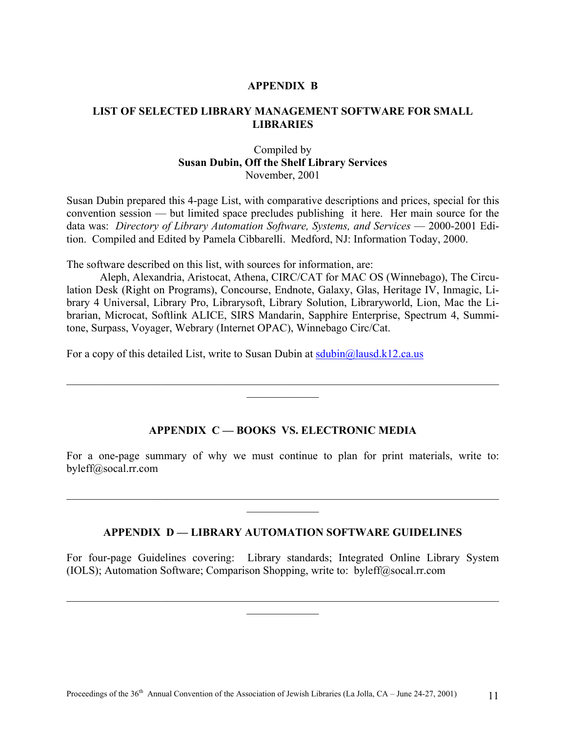## APPENDIX B

## LIST OF SELECTED LIBRARY MANAGEMENT SOFTWARE FOR SMALL LIBRARIES

Compiled by
**Susan Dubin, Off the Shelf Library Services**
November, 2001

Susan Dubin prepared this 4-page List, with comparative descriptions and prices, special for this convention session — but limited space precludes publishing it here. Her main source for the data was: *Directory of Library Automation Software, Systems, and Services* — 2000-2001 Edition. Compiled and Edited by Pamela Cibbarelli. Medford, NJ: Information Today, 2000.

The software described on this list, with sources for information, are:

Aleph, Alexandria, Aristocat, Athena, CIRC/CAT for MAC OS (Winnebago), The Circulation Desk (Right on Programs), Concourse, Endnote, Galaxy, Glas, Heritage IV, Inmagic, Library 4 Universal, Library Pro, Librarysoft, Library Solution, Libraryworld, Lion, Mac the Librarian, Microcat, Softlink ALICE, SIRS Mandarin, Sapphire Enterprise, Spectrum 4, Summitone, Surpass, Voyager, Webrary (Internet OPAC), Winnebago Circ/Cat.

For a copy of this detailed List, write to Susan Dubin at sdubin@lausd.k12.ca.us

---

## APPENDIX C — BOOKS VS. ELECTRONIC MEDIA

For a one-page summary of why we must continue to plan for print materials, write to: byleff@socal.rr.com

---

## APPENDIX D — LIBRARY AUTOMATION SOFTWARE GUIDELINES

For four-page Guidelines covering: Library standards; Integrated Online Library System (IOLS); Automation Software; Comparison Shopping, write to: byleff@socal.rr.com

---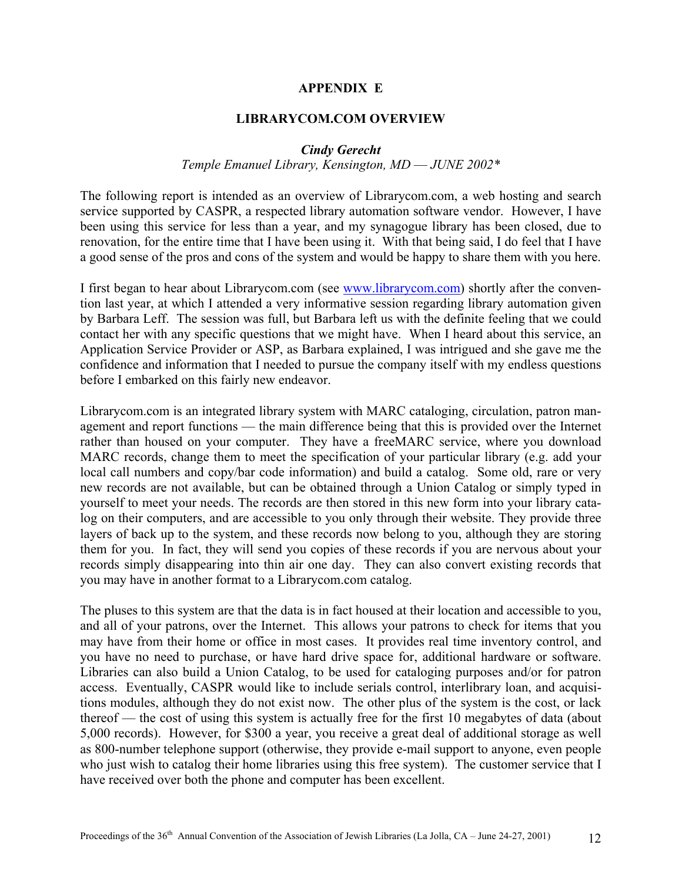## APPENDIX E

## LIBRARYCOM.COM OVERVIEW

***Cindy Gerecht***
*Temple Emanuel Library, Kensington, MD — JUNE 2002**

The following report is intended as an overview of Librarycom.com, a web hosting and search service supported by CASPR, a respected library automation software vendor. However, I have been using this service for less than a year, and my synagogue library has been closed, due to renovation, for the entire time that I have been using it. With that being said, I do feel that I have a good sense of the pros and cons of the system and would be happy to share them with you here.

I first began to hear about Librarycom.com (see www.librarycom.com) shortly after the convention last year, at which I attended a very informative session regarding library automation given by Barbara Leff. The session was full, but Barbara left us with the definite feeling that we could contact her with any specific questions that we might have. When I heard about this service, an Application Service Provider or ASP, as Barbara explained, I was intrigued and she gave me the confidence and information that I needed to pursue the company itself with my endless questions before I embarked on this fairly new endeavor.

Librarycom.com is an integrated library system with MARC cataloging, circulation, patron management and report functions — the main difference being that this is provided over the Internet rather than housed on your computer. They have a freeMARC service, where you download MARC records, change them to meet the specification of your particular library (e.g. add your local call numbers and copy/bar code information) and build a catalog. Some old, rare or very new records are not available, but can be obtained through a Union Catalog or simply typed in yourself to meet your needs. The records are then stored in this new form into your library catalog on their computers, and are accessible to you only through their website. They provide three layers of back up to the system, and these records now belong to you, although they are storing them for you. In fact, they will send you copies of these records if you are nervous about your records simply disappearing into thin air one day. They can also convert existing records that you may have in another format to a Librarycom.com catalog.

The pluses to this system are that the data is in fact housed at their location and accessible to you, and all of your patrons, over the Internet. This allows your patrons to check for items that you may have from their home or office in most cases. It provides real time inventory control, and you have no need to purchase, or have hard drive space for, additional hardware or software. Libraries can also build a Union Catalog, to be used for cataloging purposes and/or for patron access. Eventually, CASPR would like to include serials control, interlibrary loan, and acquisitions modules, although they do not exist now. The other plus of the system is the cost, or lack thereof — the cost of using this system is actually free for the first 10 megabytes of data (about 5,000 records). However, for $300 a year, you receive a great deal of additional storage as well as 800-number telephone support (otherwise, they provide e-mail support to anyone, even people who just wish to catalog their home libraries using this free system). The customer service that I have received over both the phone and computer has been excellent.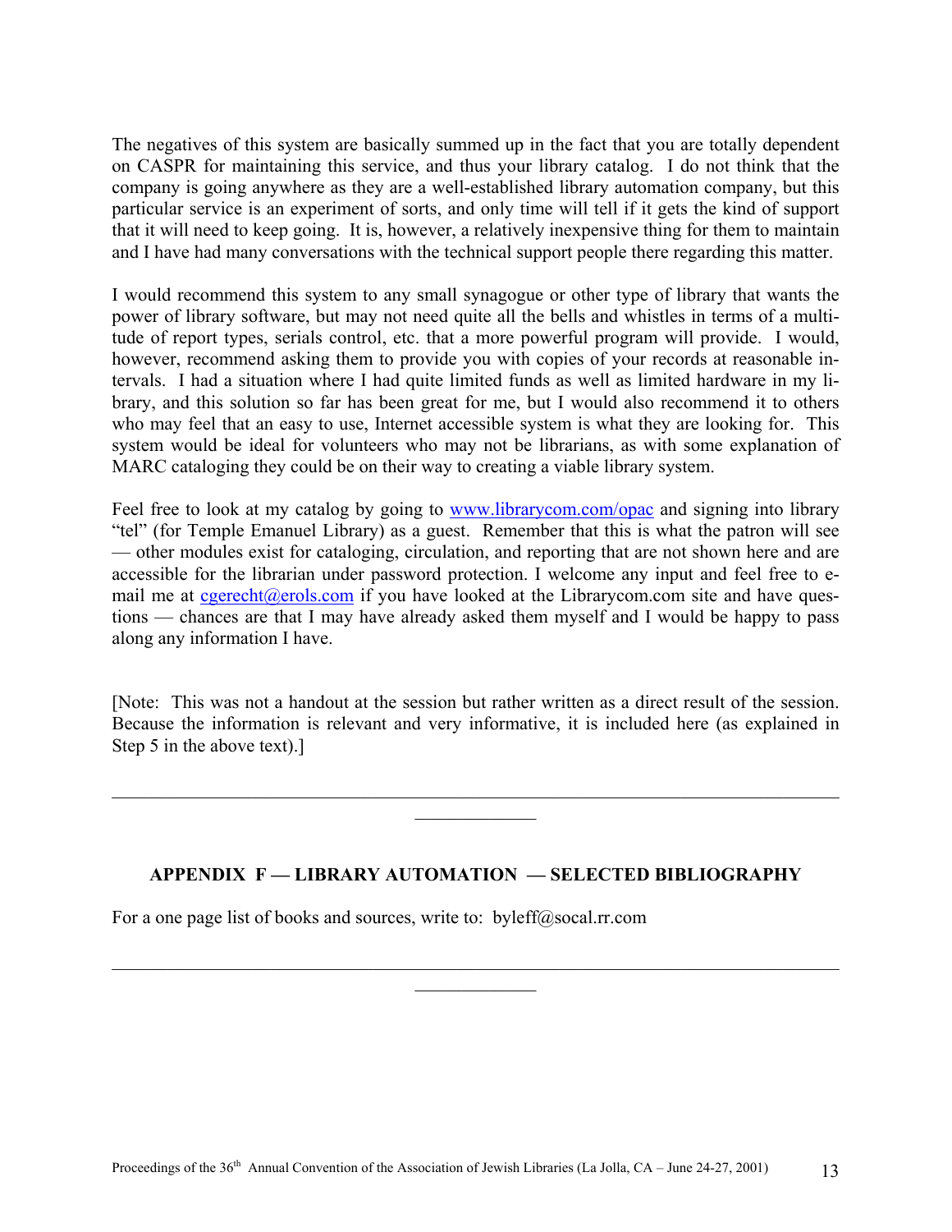The negatives of this system are basically summed up in the fact that you are totally dependent on CASPR for maintaining this service, and thus your library catalog. I do not think that the company is going anywhere as they are a well-established library automation company, but this particular service is an experiment of sorts, and only time will tell if it gets the kind of support that it will need to keep going. It is, however, a relatively inexpensive thing for them to maintain and I have had many conversations with the technical support people there regarding this matter.

I would recommend this system to any small synagogue or other type of library that wants the power of library software, but may not need quite all the bells and whistles in terms of a multitude of report types, serials control, etc. that a more powerful program will provide. I would, however, recommend asking them to provide you with copies of your records at reasonable intervals. I had a situation where I had quite limited funds as well as limited hardware in my library, and this solution so far has been great for me, but I would also recommend it to others who may feel that an easy to use, Internet accessible system is what they are looking for. This system would be ideal for volunteers who may not be librarians, as with some explanation of MARC cataloging they could be on their way to creating a viable library system.

Feel free to look at my catalog by going to www.librarycom.com/opac and signing into library "tel" (for Temple Emanuel Library) as a guest. Remember that this is what the patron will see — other modules exist for cataloging, circulation, and reporting that are not shown here and are accessible for the librarian under password protection. I welcome any input and feel free to e-mail me at cgerecht@erols.com if you have looked at the Librarycom.com site and have questions — chances are that I may have already asked them myself and I would be happy to pass along any information I have.

[Note: This was not a handout at the session but rather written as a direct result of the session. Because the information is relevant and very informative, it is included here (as explained in Step 5 in the above text).]

---

## APPENDIX F — LIBRARY AUTOMATION — SELECTED BIBLIOGRAPHY

For a one page list of books and sources, write to: byleff@socal.rr.com

---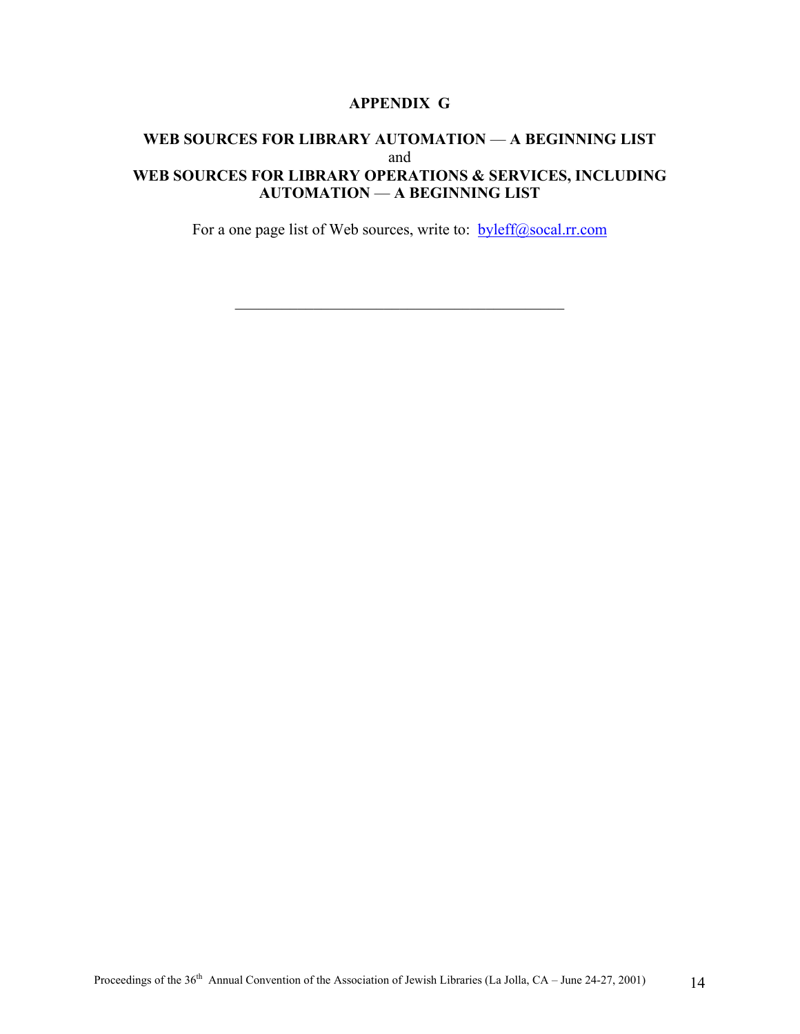# APPENDIX G

## WEB SOURCES FOR LIBRARY AUTOMATION — A BEGINNING LIST
and
## WEB SOURCES FOR LIBRARY OPERATIONS & SERVICES, INCLUDING AUTOMATION — A BEGINNING LIST

For a one page list of Web sources, write to: byleff@socal.rr.com

---